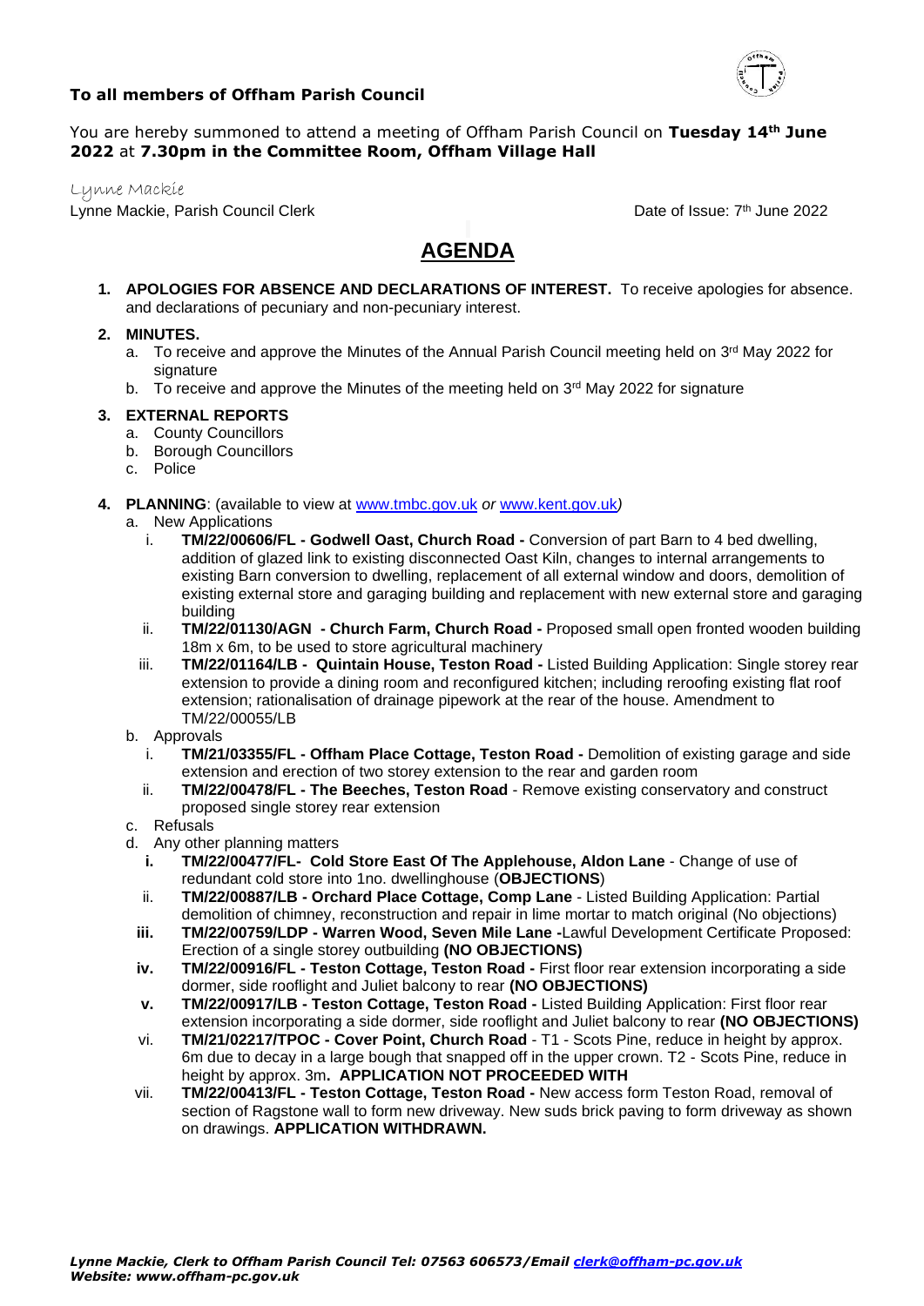**To all members of Offham Parish Council**

You are hereby summoned to attend a meeting of Offham Parish Council on **Tuesday 14th June 2022** at **7.30pm in the Committee Room, Offham Village Hall**

Lynne Mackie

Lynne Mackie, Parish Council Clerk

Date of Issue: 7th June 2022

# AGENDA

1. **APOLOGIES FOR ABSENCE AND DECLARATIONS OF INTEREST.** To receive apologies for absence. and declarations of pecuniary and non-pecuniary interest.

2. **MINUTES.**
   a. To receive and approve the Minutes of the Annual Parish Council meeting held on 3rd May 2022 for signature
   b. To receive and approve the Minutes of the meeting held on 3rd May 2022 for signature

3. **EXTERNAL REPORTS**
   a. County Councillors
   b. Borough Councillors
   c. Police

4. **PLANNING**: (available to view at www.tmbc.gov.uk *or* www.kent.gov.uk*)*
   a. New Applications
      i. **TM/22/00606/FL - Godwell Oast, Church Road -** Conversion of part Barn to 4 bed dwelling, addition of glazed link to existing disconnected Oast Kiln, changes to internal arrangements to existing Barn conversion to dwelling, replacement of all external window and doors, demolition of existing external store and garaging building and replacement with new external store and garaging building
      ii. **TM/22/01130/AGN - Church Farm, Church Road -** Proposed small open fronted wooden building 18m x 6m, to be used to store agricultural machinery
      iii. **TM/22/01164/LB - Quintain House, Teston Road -** Listed Building Application: Single storey rear extension to provide a dining room and reconfigured kitchen; including reroofing existing flat roof extension; rationalisation of drainage pipework at the rear of the house. Amendment to TM/22/00055/LB
   b. Approvals
      i. **TM/21/03355/FL - Offham Place Cottage, Teston Road -** Demolition of existing garage and side extension and erection of two storey extension to the rear and garden room
      ii. **TM/22/00478/FL - The Beeches, Teston Road** - Remove existing conservatory and construct proposed single storey rear extension
   c. Refusals
   d. Any other planning matters
      i. **TM/22/00477/FL- Cold Store East Of The Applehouse, Aldon Lane** - Change of use of redundant cold store into 1no. dwellinghouse (**OBJECTIONS**)
      ii. **TM/22/00887/LB - Orchard Place Cottage, Comp Lane** - Listed Building Application: Partial demolition of chimney, reconstruction and repair in lime mortar to match original (No objections)
      iii. **TM/22/00759/LDP - Warren Wood, Seven Mile Lane -**Lawful Development Certificate Proposed: Erection of a single storey outbuilding **(NO OBJECTIONS)**
      iv. **TM/22/00916/FL - Teston Cottage, Teston Road -** First floor rear extension incorporating a side dormer, side rooflight and Juliet balcony to rear **(NO OBJECTIONS)**
      v. **TM/22/00917/LB - Teston Cottage, Teston Road -** Listed Building Application: First floor rear extension incorporating a side dormer, side rooflight and Juliet balcony to rear **(NO OBJECTIONS)**
      vi. **TM/21/02217/TPOC - Cover Point, Church Road** - T1 - Scots Pine, reduce in height by approx. 6m due to decay in a large bough that snapped off in the upper crown. T2 - Scots Pine, reduce in height by approx. 3m**. APPLICATION NOT PROCEEDED WITH**
      vii. **TM/22/00413/FL - Teston Cottage, Teston Road -** New access form Teston Road, removal of section of Ragstone wall to form new driveway. New suds brick paving to form driveway as shown on drawings. **APPLICATION WITHDRAWN.**

***Lynne Mackie, Clerk to Offham Parish Council Tel: 07563 606573/Email clerk@offham-pc.gov.uk***
***Website: www.offham-pc.gov.uk***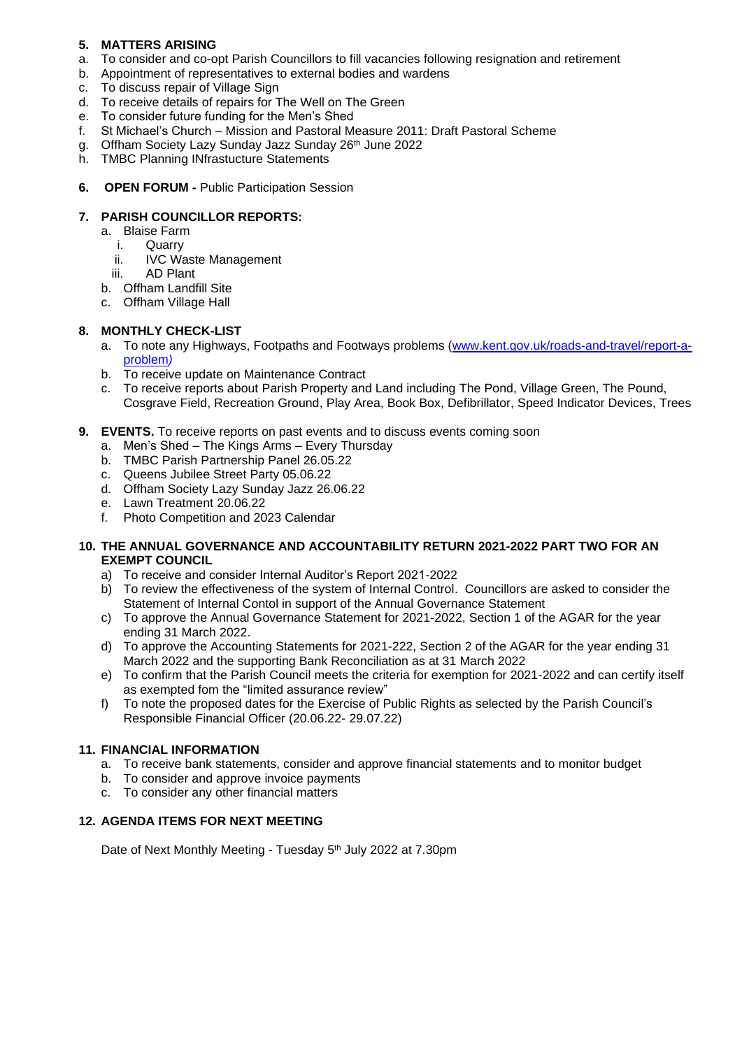**5. MATTERS ARISING**

a. To consider and co-opt Parish Councillors to fill vacancies following resignation and retirement
b. Appointment of representatives to external bodies and wardens
c. To discuss repair of Village Sign
d. To receive details of repairs for The Well on The Green
e. To consider future funding for the Men's Shed
f. St Michael's Church – Mission and Pastoral Measure 2011: Draft Pastoral Scheme
g. Offham Society Lazy Sunday Jazz Sunday 26th June 2022
h. TMBC Planning INfrastucture Statements

**6. OPEN FORUM -** Public Participation Session

**7. PARISH COUNCILLOR REPORTS:**

a. Blaise Farm
   i. Quarry
   ii. IVC Waste Management
   iii. AD Plant
b. Offham Landfill Site
c. Offham Village Hall

**8. MONTHLY CHECK-LIST**

a. To note any Highways, Footpaths and Footways problems ([www.kent.gov.uk/roads-and-travel/report-a-problem](www.kent.gov.uk/roads-and-travel/report-a-problem))
b. To receive update on Maintenance Contract
c. To receive reports about Parish Property and Land including The Pond, Village Green, The Pound, Cosgrave Field, Recreation Ground, Play Area, Book Box, Defibrillator, Speed Indicator Devices, Trees

**9. EVENTS.** To receive reports on past events and to discuss events coming soon

a. Men's Shed – The Kings Arms – Every Thursday
b. TMBC Parish Partnership Panel 26.05.22
c. Queens Jubilee Street Party 05.06.22
d. Offham Society Lazy Sunday Jazz 26.06.22
e. Lawn Treatment 20.06.22
f. Photo Competition and 2023 Calendar

**10. THE ANNUAL GOVERNANCE AND ACCOUNTABILITY RETURN 2021-2022 PART TWO FOR AN EXEMPT COUNCIL**

a) To receive and consider Internal Auditor's Report 2021-2022
b) To review the effectiveness of the system of Internal Control. Councillors are asked to consider the Statement of Internal Contol in support of the Annual Governance Statement
c) To approve the Annual Governance Statement for 2021-2022, Section 1 of the AGAR for the year ending 31 March 2022.
d) To approve the Accounting Statements for 2021-222, Section 2 of the AGAR for the year ending 31 March 2022 and the supporting Bank Reconciliation as at 31 March 2022
e) To confirm that the Parish Council meets the criteria for exemption for 2021-2022 and can certify itself as exempted fom the "limited assurance review"
f) To note the proposed dates for the Exercise of Public Rights as selected by the Parish Council's Responsible Financial Officer (20.06.22- 29.07.22)

**11. FINANCIAL INFORMATION**

a. To receive bank statements, consider and approve financial statements and to monitor budget
b. To consider and approve invoice payments
c. To consider any other financial matters

**12. AGENDA ITEMS FOR NEXT MEETING**

Date of Next Monthly Meeting - Tuesday 5th July 2022 at 7.30pm